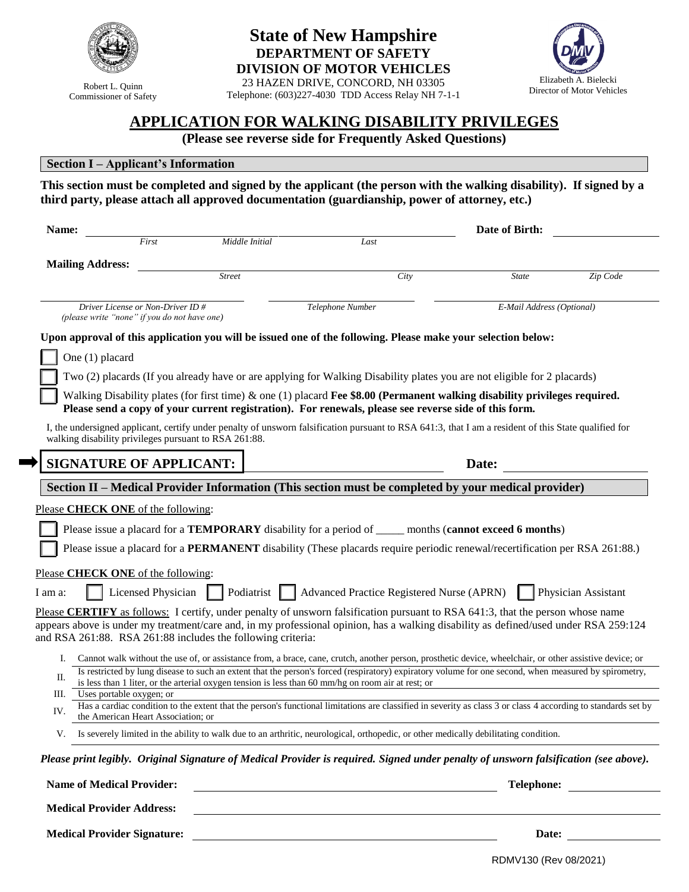Robert L. Quinn
Commissioner of Safety

# State of New Hampshire
## DEPARTMENT OF SAFETY
## DIVISION OF MOTOR VEHICLES

23 HAZEN DRIVE, CONCORD, NH 03305
Telephone: (603)227-4030 TDD Access Relay NH 7-1-1

Elizabeth A. Bielecki
Director of Motor Vehicles

# APPLICATION FOR WALKING DISABILITY PRIVILEGES

**(Please see reverse side for Frequently Asked Questions)**

## Section I – Applicant's Information

**This section must be completed and signed by the applicant (the person with the walking disability). If signed by a third party, please attach all approved documentation (guardianship, power of attorney, etc.)**

**Name:** ______________________________ *First* *Middle Initial* *Last* **Date of Birth:** ______________

**Mailing Address:** ______________________________ *Street* *City* *State* *Zip Code*

______________________ *Driver License or Non-Driver ID #* *(please write "none" if you do not have one)*
______________________ *Telephone Number*
______________________ *E-Mail Address (Optional)*

**Upon approval of this application you will be issued one of the following. Please make your selection below:**

- ☐ One (1) placard
- ☐ Two (2) placards (If you already have or are applying for Walking Disability plates you are not eligible for 2 placards)
- ☐ Walking Disability plates (for first time) & one (1) placard **Fee $8.00 (Permanent walking disability privileges required. Please send a copy of your current registration). For renewals, please see reverse side of this form.**

I, the undersigned applicant, certify under penalty of unsworn falsification pursuant to RSA 641:3, that I am a resident of this State qualified for walking disability privileges pursuant to RSA 261:88.

**SIGNATURE OF APPLICANT:** ______________________ **Date:** ______________

## Section II – Medical Provider Information (This section must be completed by your medical provider)

Please **CHECK ONE** of the following:

- ☐ Please issue a placard for a **TEMPORARY** disability for a period of _____ months (**cannot exceed 6 months**)
- ☐ Please issue a placard for a **PERMANENT** disability (These placards require periodic renewal/recertification per RSA 261:88.)

Please **CHECK ONE** of the following:

I am a: ☐ Licensed Physician ☐ Podiatrist ☐ Advanced Practice Registered Nurse (APRN) ☐ Physician Assistant

Please **CERTIFY** as follows: I certify, under penalty of unsworn falsification pursuant to RSA 641:3, that the person whose name appears above is under my treatment/care and, in my professional opinion, has a walking disability as defined/used under RSA 259:124 and RSA 261:88. RSA 261:88 includes the following criteria:

I. Cannot walk without the use of, or assistance from, a brace, cane, crutch, another person, prosthetic device, wheelchair, or other assistive device; or

II. Is restricted by lung disease to such an extent that the person's forced (respiratory) expiratory volume for one second, when measured by spirometry, is less than 1 liter, or the arterial oxygen tension is less than 60 mm/hg on room air at rest; or

III. Uses portable oxygen; or

IV. Has a cardiac condition to the extent that the person's functional limitations are classified in severity as class 3 or class 4 according to standards set by the American Heart Association; or

V. Is severely limited in the ability to walk due to an arthritic, neurological, orthopedic, or other medically debilitating condition.

***Please print legibly. Original Signature of Medical Provider is required. Signed under penalty of unsworn falsification (see above).***

**Name of Medical Provider:** ______________________ **Telephone:** ______________

**Medical Provider Address:** ______________________

**Medical Provider Signature:** ______________________ **Date:** ______________

RDMV130 (Rev 08/2021)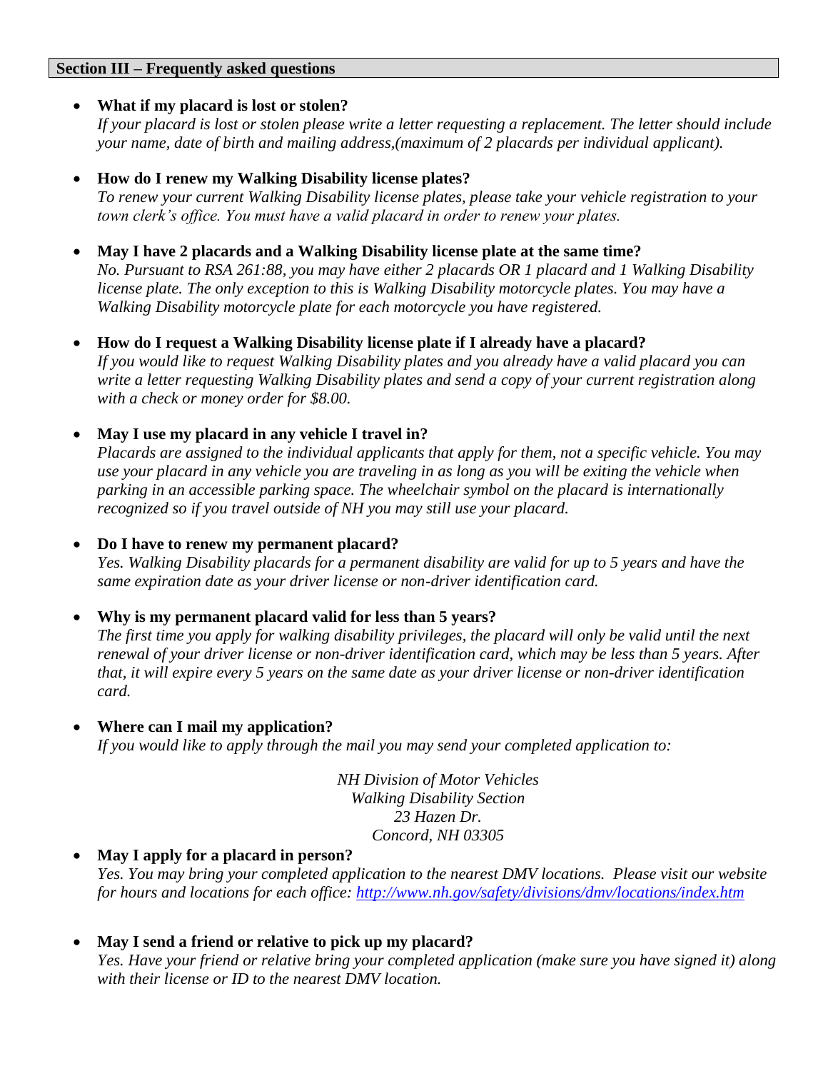## Section III – Frequently asked questions

- **What if my placard is lost or stolen?**
  *If your placard is lost or stolen please write a letter requesting a replacement. The letter should include your name, date of birth and mailing address,(maximum of 2 placards per individual applicant).*

- **How do I renew my Walking Disability license plates?**
  *To renew your current Walking Disability license plates, please take your vehicle registration to your town clerk's office. You must have a valid placard in order to renew your plates.*

- **May I have 2 placards and a Walking Disability license plate at the same time?**
  *No. Pursuant to RSA 261:88, you may have either 2 placards OR 1 placard and 1 Walking Disability license plate. The only exception to this is Walking Disability motorcycle plates. You may have a Walking Disability motorcycle plate for each motorcycle you have registered.*

- **How do I request a Walking Disability license plate if I already have a placard?**
  *If you would like to request Walking Disability plates and you already have a valid placard you can write a letter requesting Walking Disability plates and send a copy of your current registration along with a check or money order for $8.00.*

- **May I use my placard in any vehicle I travel in?**
  *Placards are assigned to the individual applicants that apply for them, not a specific vehicle. You may use your placard in any vehicle you are traveling in as long as you will be exiting the vehicle when parking in an accessible parking space. The wheelchair symbol on the placard is internationally recognized so if you travel outside of NH you may still use your placard.*

- **Do I have to renew my permanent placard?**
  *Yes. Walking Disability placards for a permanent disability are valid for up to 5 years and have the same expiration date as your driver license or non-driver identification card.*

- **Why is my permanent placard valid for less than 5 years?**
  *The first time you apply for walking disability privileges, the placard will only be valid until the next renewal of your driver license or non-driver identification card, which may be less than 5 years. After that, it will expire every 5 years on the same date as your driver license or non-driver identification card.*

- **Where can I mail my application?**
  *If you would like to apply through the mail you may send your completed application to:*

  *NH Division of Motor Vehicles*
  *Walking Disability Section*
  *23 Hazen Dr.*
  *Concord, NH 03305*

- **May I apply for a placard in person?**
  *Yes. You may bring your completed application to the nearest DMV locations. Please visit our website for hours and locations for each office: [http://www.nh.gov/safety/divisions/dmv/locations/index.htm](http://www.nh.gov/safety/divisions/dmv/locations/index.htm)*

- **May I send a friend or relative to pick up my placard?**
  *Yes. Have your friend or relative bring your completed application (make sure you have signed it) along with their license or ID to the nearest DMV location.*